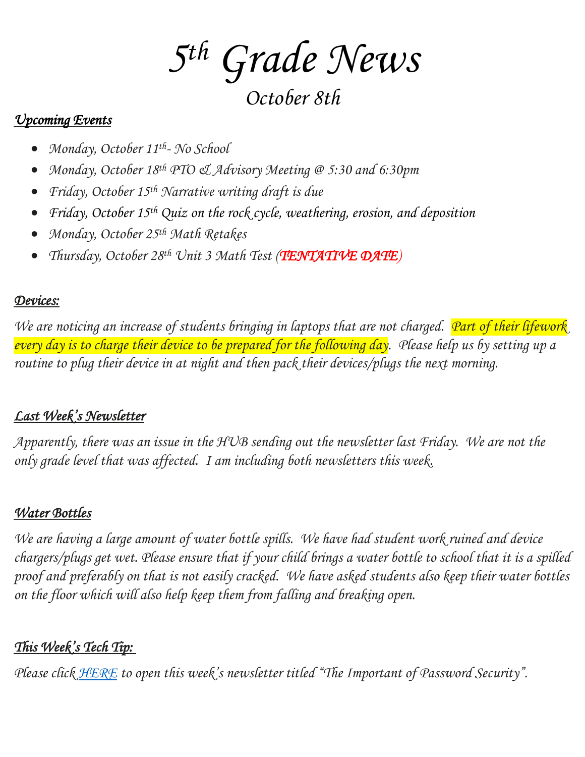# 5th Grade News

## October 8th

### *Upcoming Events*

- *Monday, October 11th- No School*
- *Monday, October 18th PTO & Advisory Meeting @ 5:30 and 6:30pm*
- *Friday, October 15th Narrative writing draft is due*
- *Friday, October 15th Quiz on the rock cycle, weathering, erosion, and deposition*
- *Monday, October 25th Math Retakes*
- *Thursday, October 28th Unit 3 Math Test (**TENTATIVE DATE**)*

### *Devices:*

*We are noticing an increase of students bringing in laptops that are not charged. Part of their lifework every day is to charge their device to be prepared for the following day. Please help us by setting up a routine to plug their device in at night and then pack their devices/plugs the next morning.*

### *Last Week's Newsletter*

*Apparently, there was an issue in the HUB sending out the newsletter last Friday. We are not the only grade level that was affected. I am including both newsletters this week.*

### *Water Bottles*

*We are having a large amount of water bottle spills. We have had student work ruined and device chargers/plugs get wet. Please ensure that if your child brings a water bottle to school that it is a spilled proof and preferably on that is not easily cracked. We have asked students also keep their water bottles on the floor which will also help keep them from falling and breaking open.*

### *This Week's Tech Tip:*

*Please click HERE to open this week's newsletter titled "The Important of Password Security".*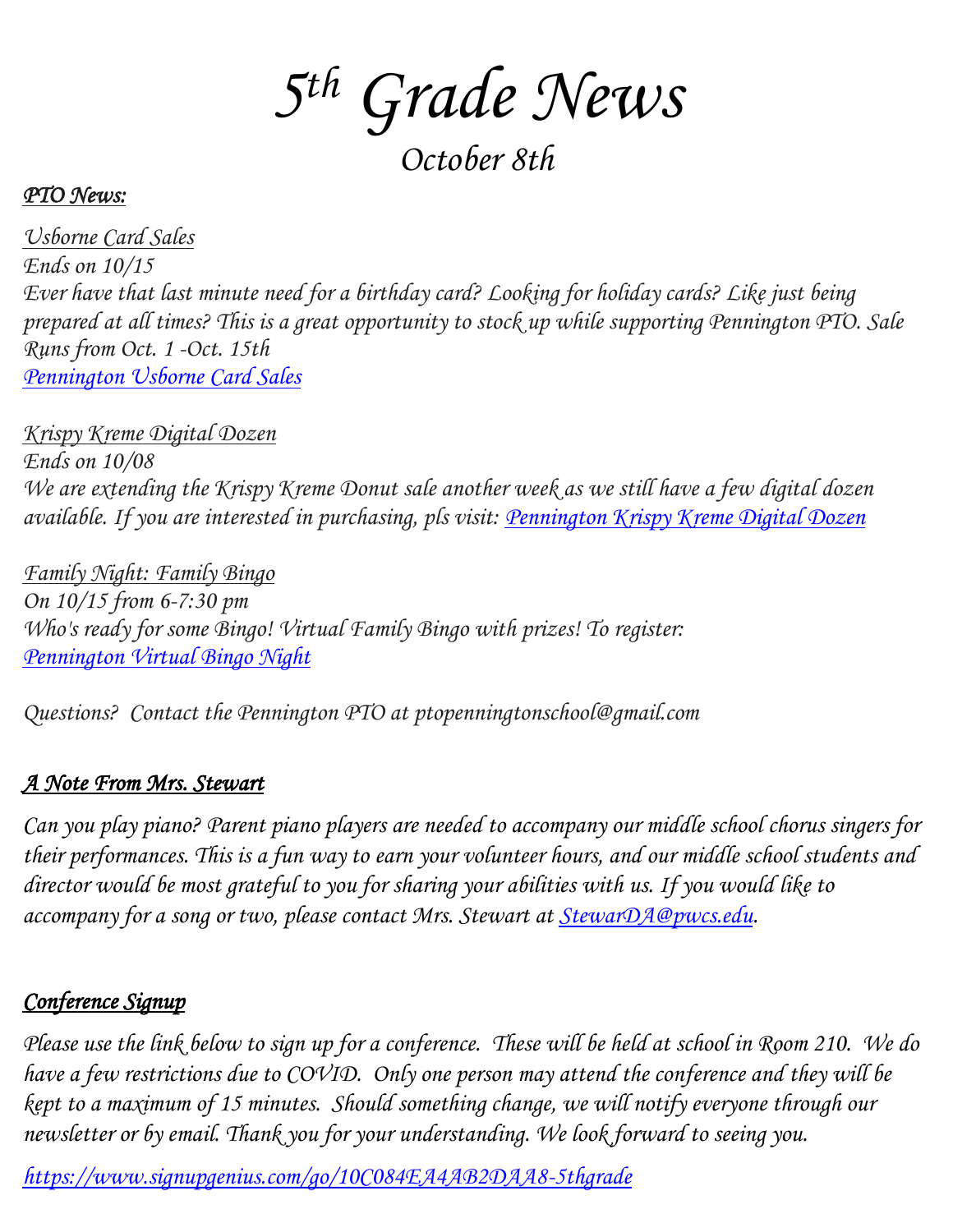# $5^{th}$ *Grade News*

## *October 8th*

***PTO News:***

*Usborne Card Sales*
*Ends on 10/15*
*Ever have that last minute need for a birthday card? Looking for holiday cards? Like just being prepared at all times? This is a great opportunity to stock up while supporting Pennington PTO. Sale Runs from Oct. 1 -Oct. 15th*
*Pennington Usborne Card Sales*

*Krispy Kreme Digital Dozen*
*Ends on 10/08*
*We are extending the Krispy Kreme Donut sale another week as we still have a few digital dozen available. If you are interested in purchasing, pls visit: Pennington Krispy Kreme Digital Dozen*

*Family Night: Family Bingo*
*On 10/15 from 6-7:30 pm*
*Who's ready for some Bingo! Virtual Family Bingo with prizes! To register:*
*Pennington Virtual Bingo Night*

*Questions? Contact the Pennington PTO at ptopenningtonschool@gmail.com*

***A Note From Mrs. Stewart***

*Can you play piano? Parent piano players are needed to accompany our middle school chorus singers for their performances. This is a fun way to earn your volunteer hours, and our middle school students and director would be most grateful to you for sharing your abilities with us. If you would like to accompany for a song or two, please contact Mrs. Stewart at StewarDA@pwcs.edu.*

***Conference Signup***

*Please use the link below to sign up for a conference. These will be held at school in Room 210. We do have a few restrictions due to COVID. Only one person may attend the conference and they will be kept to a maximum of 15 minutes. Should something change, we will notify everyone through our newsletter or by email. Thank you for your understanding. We look forward to seeing you.*

*https://www.signupgenius.com/go/10C084EA4AB2DAA8-5thgrade*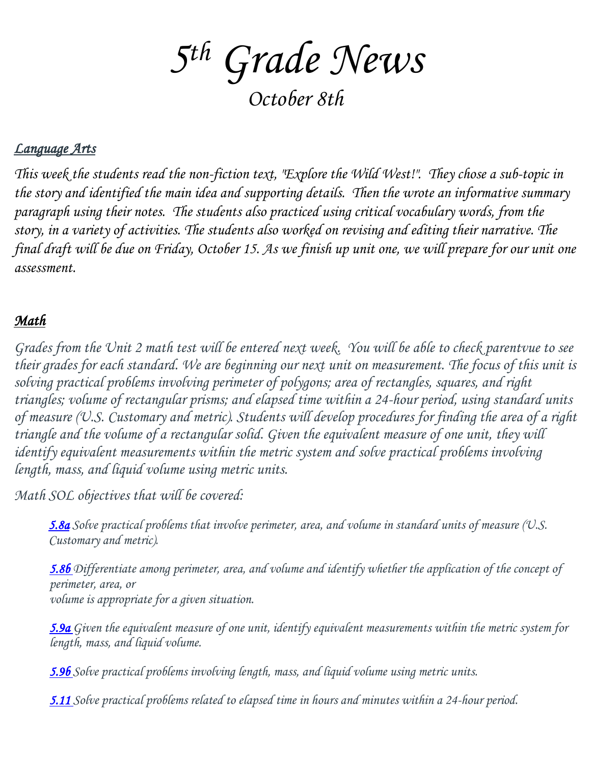# $5^{th}$ Grade News

## October 8th

### *Language Arts*

*This week the students read the non-fiction text, "Explore the Wild West!". They chose a sub-topic in the story and identified the main idea and supporting details. Then the wrote an informative summary paragraph using their notes. The students also practiced using critical vocabulary words, from the story, in a variety of activities. The students also worked on revising and editing their narrative. The final draft will be due on Friday, October 15. As we finish up unit one, we will prepare for our unit one assessment.*

### *Math*

*Grades from the Unit 2 math test will be entered next week. You will be able to check parentvue to see their grades for each standard. We are beginning our next unit on measurement. The focus of this unit is solving practical problems involving perimeter of polygons; area of rectangles, squares, and right triangles; volume of rectangular prisms; and elapsed time within a 24-hour period, using standard units of measure (U.S. Customary and metric). Students will develop procedures for finding the area of a right triangle and the volume of a rectangular solid. Given the equivalent measure of one unit, they will identify equivalent measurements within the metric system and solve practical problems involving length, mass, and liquid volume using metric units.*

*Math SOL objectives that will be covered:*

> ***5.8a*** *Solve practical problems that involve perimeter, area, and volume in standard units of measure (U.S. Customary and metric).*
>
> ***5.8b*** *Differentiate among perimeter, area, and volume and identify whether the application of the concept of perimeter, area, or volume is appropriate for a given situation.*
>
> ***5.9a*** *Given the equivalent measure of one unit, identify equivalent measurements within the metric system for length, mass, and liquid volume.*
>
> ***5.9b*** *Solve practical problems involving length, mass, and liquid volume using metric units.*
>
> ***5.11*** *Solve practical problems related to elapsed time in hours and minutes within a 24-hour period.*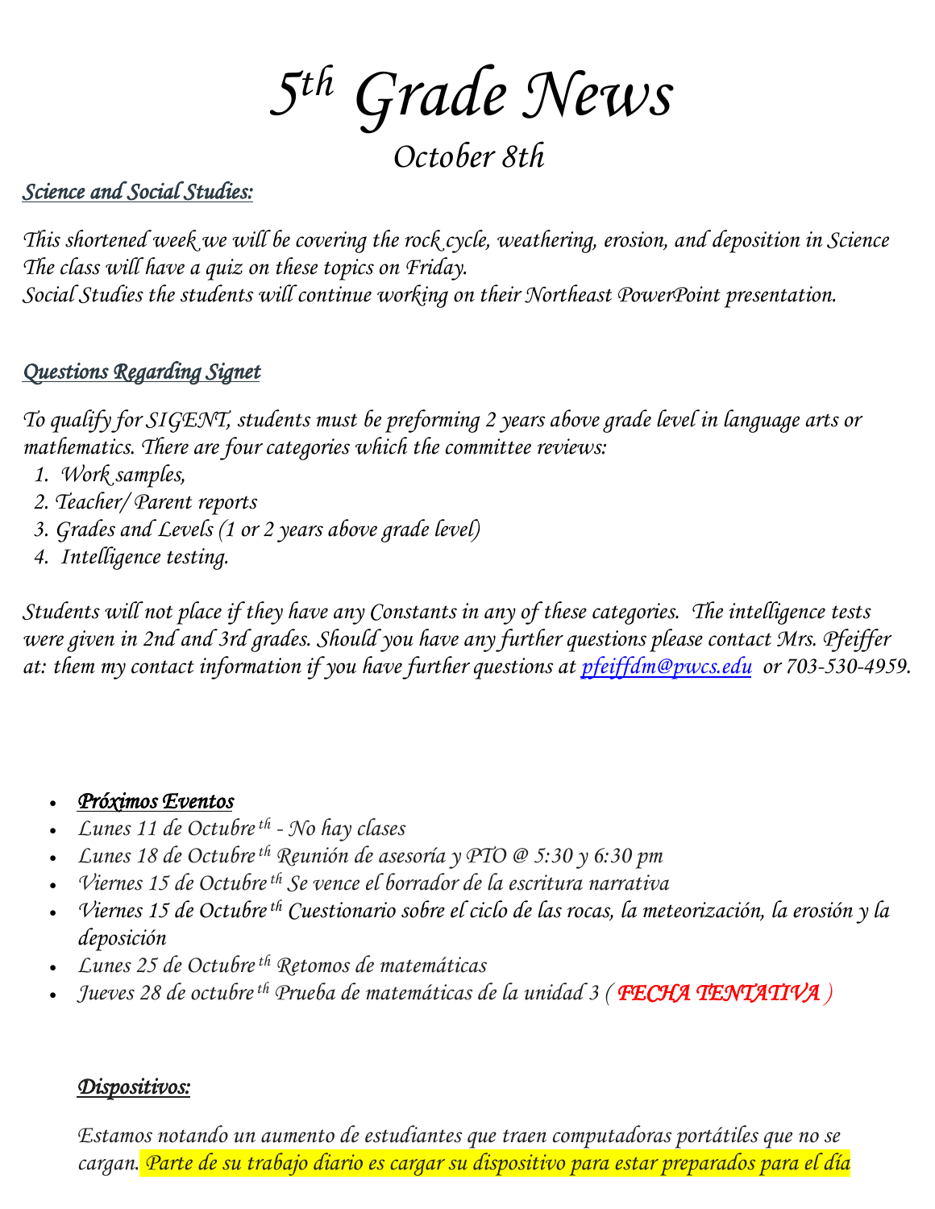# $5^{th}$ Grade News

## October 8th

***Science and Social Studies:***

*This shortened week we will be covering the rock cycle, weathering, erosion, and deposition in Science The class will have a quiz on these topics on Friday.*
*Social Studies the students will continue working on their Northeast PowerPoint presentation.*

***Questions Regarding Signet***

*To qualify for SIGENT, students must be preforming 2 years above grade level in language arts or mathematics. There are four categories which the committee reviews:*

1. *Work samples,*
2. *Teacher/ Parent reports*
3. *Grades and Levels (1 or 2 years above grade level)*
4. *Intelligence testing.*

*Students will not place if they have any Constants in any of these categories. The intelligence tests were given in 2nd and 3rd grades. Should you have any further questions please contact Mrs. Pfeiffer at: them my contact information if you have further questions at [pfeiffdm@pwcs.edu](mailto:pfeiffdm@pwcs.edu) or 703-530-4959.*

- ***Próximos Eventos***
- *Lunes 11 de Octubre th - No hay clases*
- *Lunes 18 de Octubre th Reunión de asesoría y PTO @ 5:30 y 6:30 pm*
- *Viernes 15 de Octubre th Se vence el borrador de la escritura narrativa*
- *Viernes 15 de Octubre th Cuestionario sobre el ciclo de las rocas, la meteorización, la erosión y la deposición*
- *Lunes 25 de Octubre th Retomos de matemáticas*
- *Jueves 28 de octubre th Prueba de matemáticas de la unidad 3 ( FECHA TENTATIVA )*

***Dispositivos:***

*Estamos notando un aumento de estudiantes que traen computadoras portátiles que no se cargan. Parte de su trabajo diario es cargar su dispositivo para estar preparados para el día*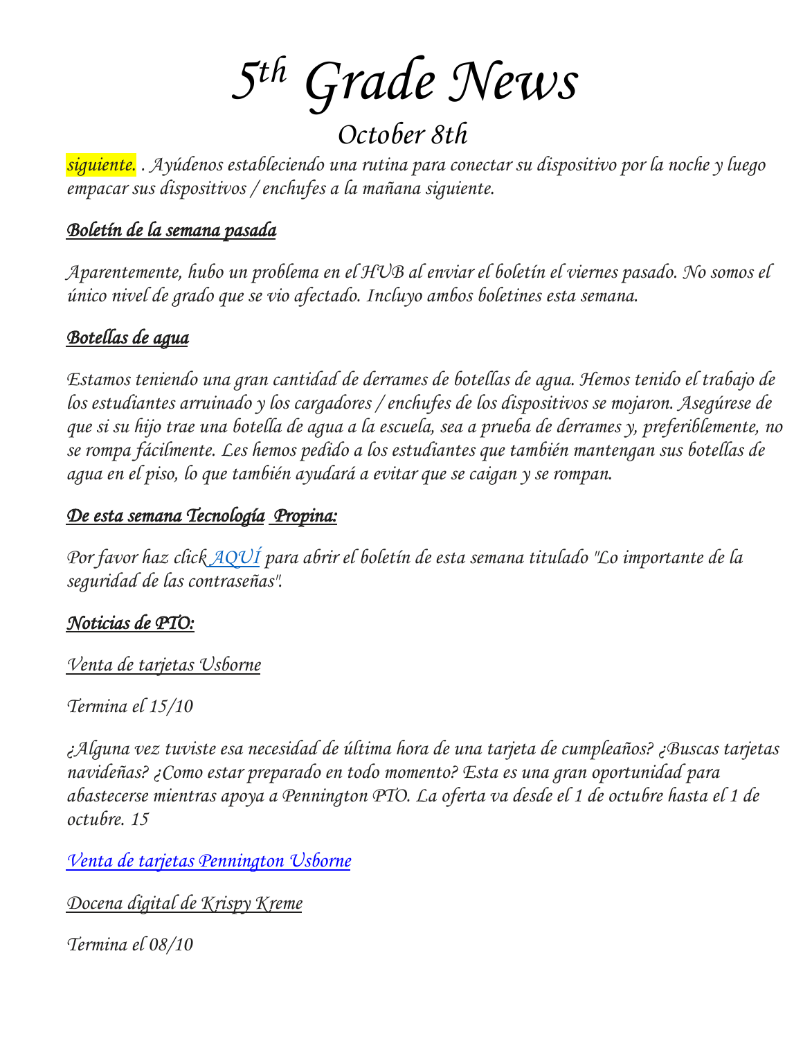# *5th Grade News*

## *October 8th*

*siguiente. . Ayúdenos estableciendo una rutina para conectar su dispositivo por la noche y luego empacar sus dispositivos / enchufes a la mañana siguiente.*

### ***Boletín de la semana pasada***

*Aparentemente, hubo un problema en el HUB al enviar el boletín el viernes pasado. No somos el único nivel de grado que se vio afectado. Incluyo ambos boletines esta semana.*

### ***Botellas de agua***

*Estamos teniendo una gran cantidad de derrames de botellas de agua. Hemos tenido el trabajo de los estudiantes arruinado y los cargadores / enchufes de los dispositivos se mojaron. Asegúrese de que si su hijo trae una botella de agua a la escuela, sea a prueba de derrames y, preferiblemente, no se rompa fácilmente. Les hemos pedido a los estudiantes que también mantengan sus botellas de agua en el piso, lo que también ayudará a evitar que se caigan y se rompan.*

### ***De esta semana Tecnología Propina:***

*Por favor haz click AQUÍ para abrir el boletín de esta semana titulado "Lo importante de la seguridad de las contraseñas".*

### ***Noticias de PTO:***

*Venta de tarjetas Usborne*

*Termina el 15/10*

*¿Alguna vez tuviste esa necesidad de última hora de una tarjeta de cumpleaños? ¿Buscas tarjetas navideñas? ¿Como estar preparado en todo momento? Esta es una gran oportunidad para abastecerse mientras apoya a Pennington PTO. La oferta va desde el 1 de octubre hasta el 1 de octubre. 15*

*Venta de tarjetas Pennington Usborne*

*Docena digital de Krispy Kreme*

*Termina el 08/10*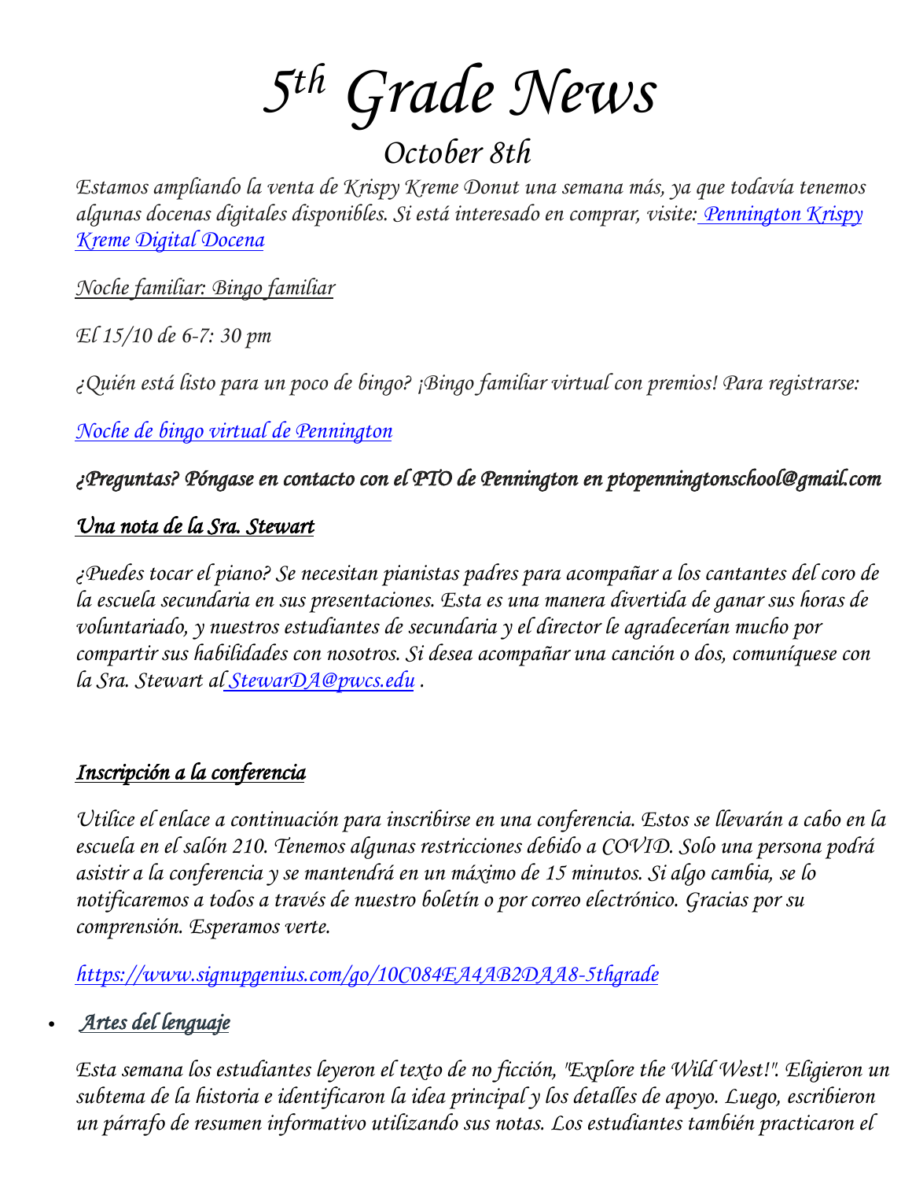# *5th Grade News*

## *October 8th*

*Estamos ampliando la venta de Krispy Kreme Donut una semana más, ya que todavía tenemos algunas docenas digitales disponibles. Si está interesado en comprar, visite: [Pennington Krispy Kreme Digital Docena]()*

*Noche familiar: Bingo familiar*

*El 15/10 de 6-7: 30 pm*

*¿Quién está listo para un poco de bingo? ¡Bingo familiar virtual con premios! Para registrarse:*

*[Noche de bingo virtual de Pennington]()*

***¿Preguntas? Póngase en contacto con el PTO de Pennington en ptopenningtonschool@gmail.com***

***Una nota de la Sra. Stewart***

*¿Puedes tocar el piano? Se necesitan pianistas padres para acompañar a los cantantes del coro de la escuela secundaria en sus presentaciones. Esta es una manera divertida de ganar sus horas de voluntariado, y nuestros estudiantes de secundaria y el director le agradecerían mucho por compartir sus habilidades con nosotros. Si desea acompañar una canción o dos, comuníquese con la Sra. Stewart al [StewarDA@pwcs.edu]() .*

***Inscripción a la conferencia***

*Utilice el enlace a continuación para inscribirse en una conferencia. Estos se llevarán a cabo en la escuela en el salón 210. Tenemos algunas restricciones debido a COVID. Solo una persona podrá asistir a la conferencia y se mantendrá en un máximo de 15 minutos. Si algo cambia, se lo notificaremos a todos a través de nuestro boletín o por correo electrónico. Gracias por su comprensión. Esperamos verte.*

*https://www.signupgenius.com/go/10C084EA4AB2DAA8-5thgrade*

- ***Artes del lenguaje***

*Esta semana los estudiantes leyeron el texto de no ficción, "Explore the Wild West!". Eligieron un subtema de la historia e identificaron la idea principal y los detalles de apoyo. Luego, escribieron un párrafo de resumen informativo utilizando sus notas. Los estudiantes también practicaron el*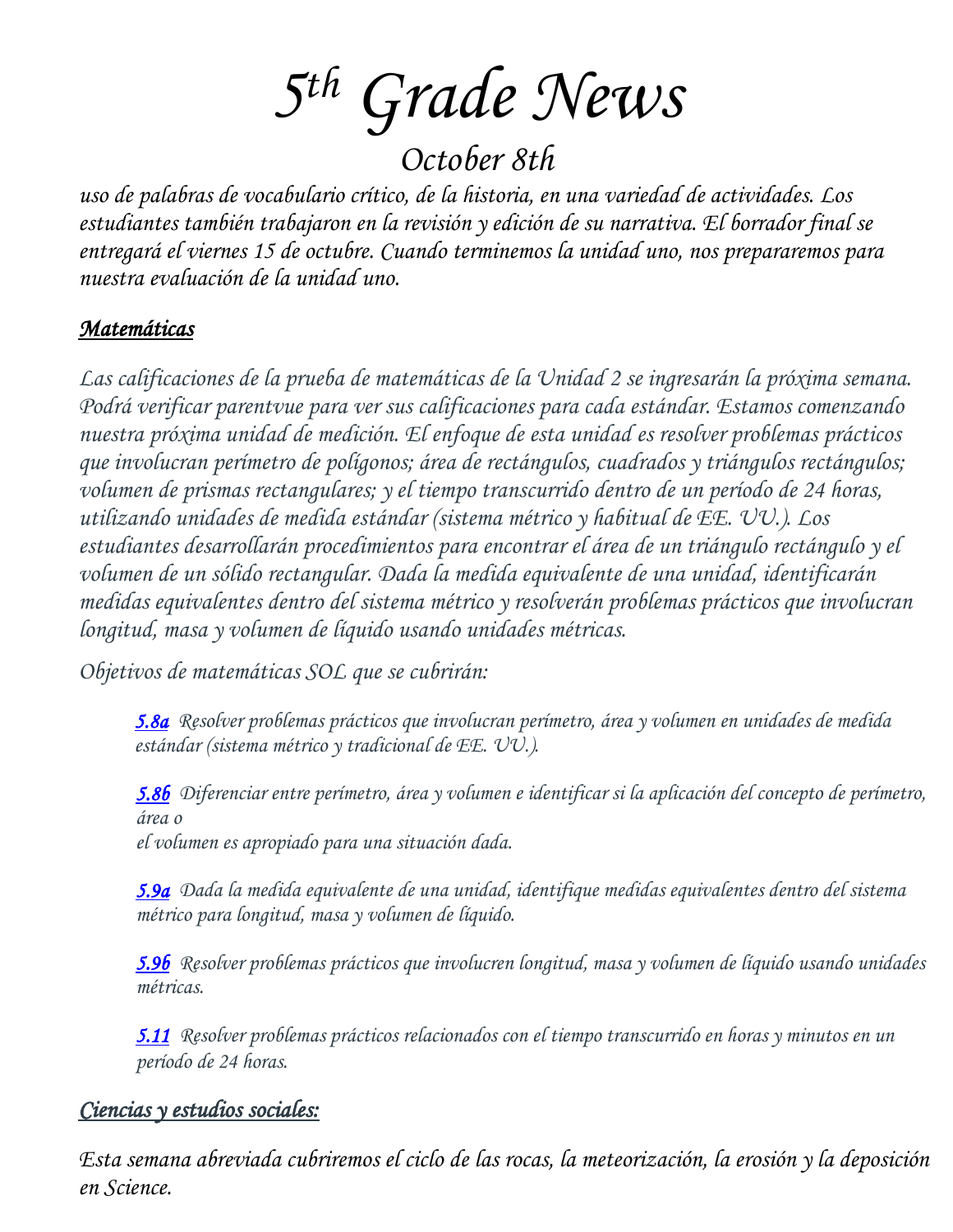# 5th Grade News

## October 8th

*uso de palabras de vocabulario crítico, de la historia, en una variedad de actividades. Los estudiantes también trabajaron en la revisión y edición de su narrativa. El borrador final se entregará el viernes 15 de octubre. Cuando terminemos la unidad uno, nos prepararemos para nuestra evaluación de la unidad uno.*

### ***Matemáticas***

*Las calificaciones de la prueba de matemáticas de la Unidad 2 se ingresarán la próxima semana. Podrá verificar parentvue para ver sus calificaciones para cada estándar. Estamos comenzando nuestra próxima unidad de medición. El enfoque de esta unidad es resolver problemas prácticos que involucran perímetro de polígonos; área de rectángulos, cuadrados y triángulos rectángulos; volumen de prismas rectangulares; y el tiempo transcurrido dentro de un período de 24 horas, utilizando unidades de medida estándar (sistema métrico y habitual de EE. UU.). Los estudiantes desarrollarán procedimientos para encontrar el área de un triángulo rectángulo y el volumen de un sólido rectangular. Dada la medida equivalente de una unidad, identificarán medidas equivalentes dentro del sistema métrico y resolverán problemas prácticos que involucran longitud, masa y volumen de líquido usando unidades métricas.*

*Objetivos de matemáticas SOL que se cubrirán:*

> ***5.8a*** *Resolver problemas prácticos que involucran perímetro, área y volumen en unidades de medida estándar (sistema métrico y tradicional de EE. UU.).*
>
> ***5.8b*** *Diferenciar entre perímetro, área y volumen e identificar si la aplicación del concepto de perímetro, área o el volumen es apropiado para una situación dada.*
>
> ***5.9a*** *Dada la medida equivalente de una unidad, identifique medidas equivalentes dentro del sistema métrico para longitud, masa y volumen de líquido.*
>
> ***5.9b*** *Resolver problemas prácticos que involucren longitud, masa y volumen de líquido usando unidades métricas.*
>
> ***5.11*** *Resolver problemas prácticos relacionados con el tiempo transcurrido en horas y minutos en un período de 24 horas.*

### ***Ciencias y estudios sociales:***

*Esta semana abreviada cubriremos el ciclo de las rocas, la meteorización, la erosión y la deposición en Science.*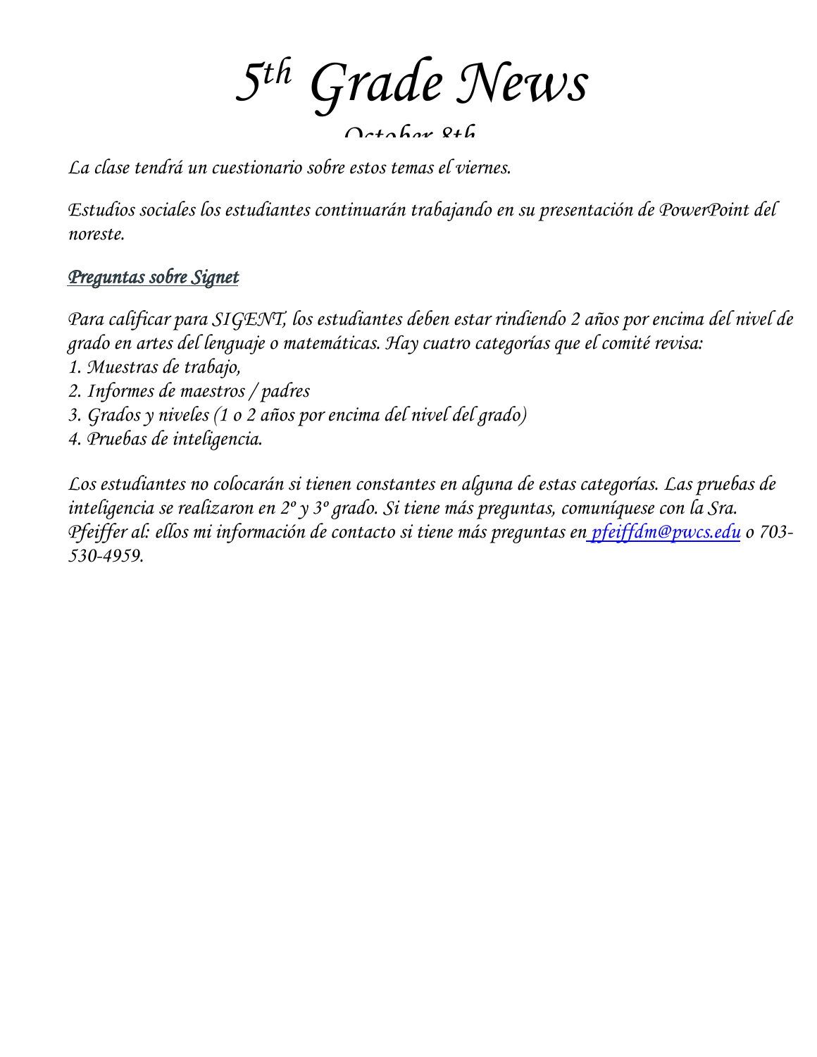# $5^{th}$ Grade News

## October 8th

*La clase tendrá un cuestionario sobre estos temas el viernes.*

*Estudios sociales los estudiantes continuarán trabajando en su presentación de PowerPoint del noreste.*

***Preguntas sobre Signet***

*Para calificar para SIGENT, los estudiantes deben estar rindiendo 2 años por encima del nivel de grado en artes del lenguaje o matemáticas. Hay cuatro categorías que el comité revisa:*

*1. Muestras de trabajo,*
*2. Informes de maestros / padres*
*3. Grados y niveles (1 o 2 años por encima del nivel del grado)*
*4. Pruebas de inteligencia.*

*Los estudiantes no colocarán si tienen constantes en alguna de estas categorías. Las pruebas de inteligencia se realizaron en 2º y 3º grado. Si tiene más preguntas, comuníquese con la Sra. Pfeiffer al: ellos mi información de contacto si tiene más preguntas en pfeiffdm@pwcs.edu o 703-530-4959.*